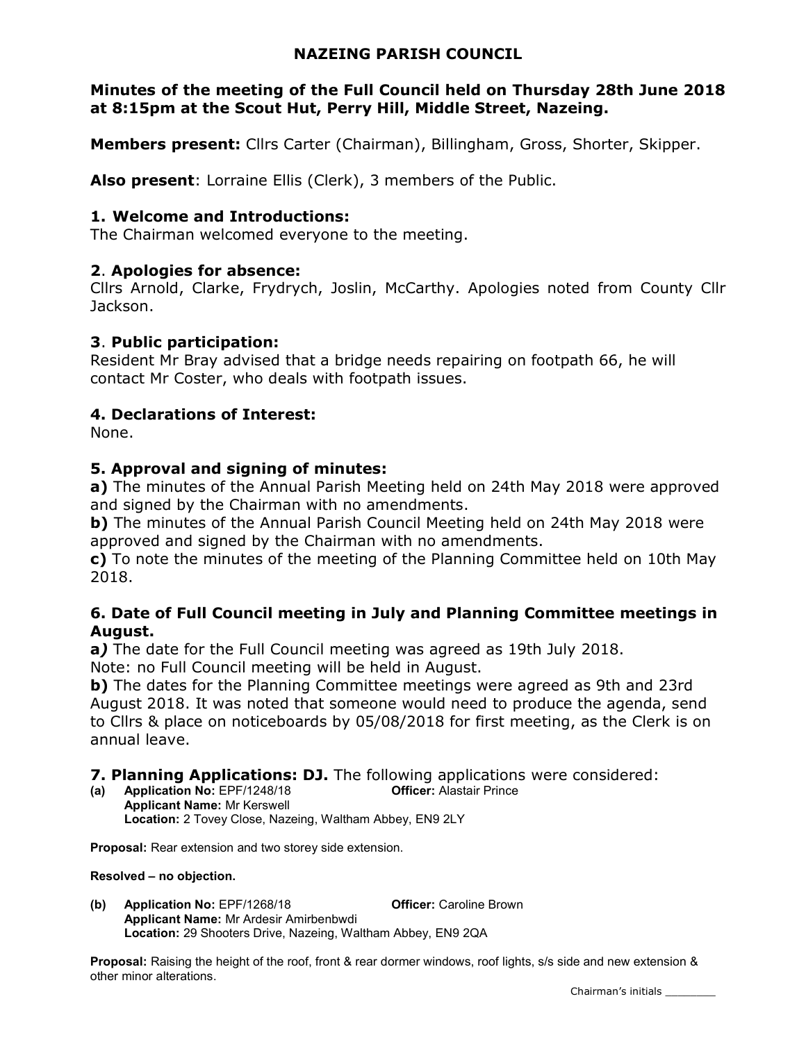# NAZEING PARISH COUNCIL

## Minutes of the meeting of the Full Council held on Thursday 28th June 2018 at 8:15pm at the Scout Hut, Perry Hill, Middle Street, Nazeing.

**Members present:** Cllrs Carter (Chairman), Billingham, Gross, Shorter, Skipper.

**Also present**: Lorraine Ellis (Clerk), 3 members of the Public.

### 1. Welcome and Introductions:

The Chairman welcomed everyone to the meeting.

### 2. Apologies for absence:

Cllrs Arnold, Clarke, Frydrych, Joslin, McCarthy. Apologies noted from County Cllr Jackson.

### 3. Public participation:

Resident Mr Bray advised that a bridge needs repairing on footpath 66, he will contact Mr Coster, who deals with footpath issues.

### 4. Declarations of Interest:

None.

### 5. Approval and signing of minutes:

**a)** The minutes of the Annual Parish Meeting held on 24th May 2018 were approved and signed by the Chairman with no amendments.

**b)** The minutes of the Annual Parish Council Meeting held on 24th May 2018 were approved and signed by the Chairman with no amendments.

**c)** To note the minutes of the meeting of the Planning Committee held on 10th May 2018.

### 6. Date of Full Council meeting in July and Planning Committee meetings in August.

**a)** The date for the Full Council meeting was agreed as 19th July 2018.
Note: no Full Council meeting will be held in August.

**b)** The dates for the Planning Committee meetings were agreed as 9th and 23rd August 2018. It was noted that someone would need to produce the agenda, send to Cllrs & place on noticeboards by 05/08/2018 for first meeting, as the Clerk is on annual leave.

### 7. Planning Applications: DJ. The following applications were considered:

**(a) Application No:** EPF/1248/18 **Officer:** Alastair Prince
**Applicant Name:** Mr Kerswell
**Location:** 2 Tovey Close, Nazeing, Waltham Abbey, EN9 2LY

**Proposal:** Rear extension and two storey side extension.

**Resolved – no objection.**

**(b) Application No:** EPF/1268/18 **Officer:** Caroline Brown
**Applicant Name:** Mr Ardesir Amirbenbwdi
**Location:** 29 Shooters Drive, Nazeing, Waltham Abbey, EN9 2QA

**Proposal:** Raising the height of the roof, front & rear dormer windows, roof lights, s/s side and new extension & other minor alterations.

Chairman's initials ________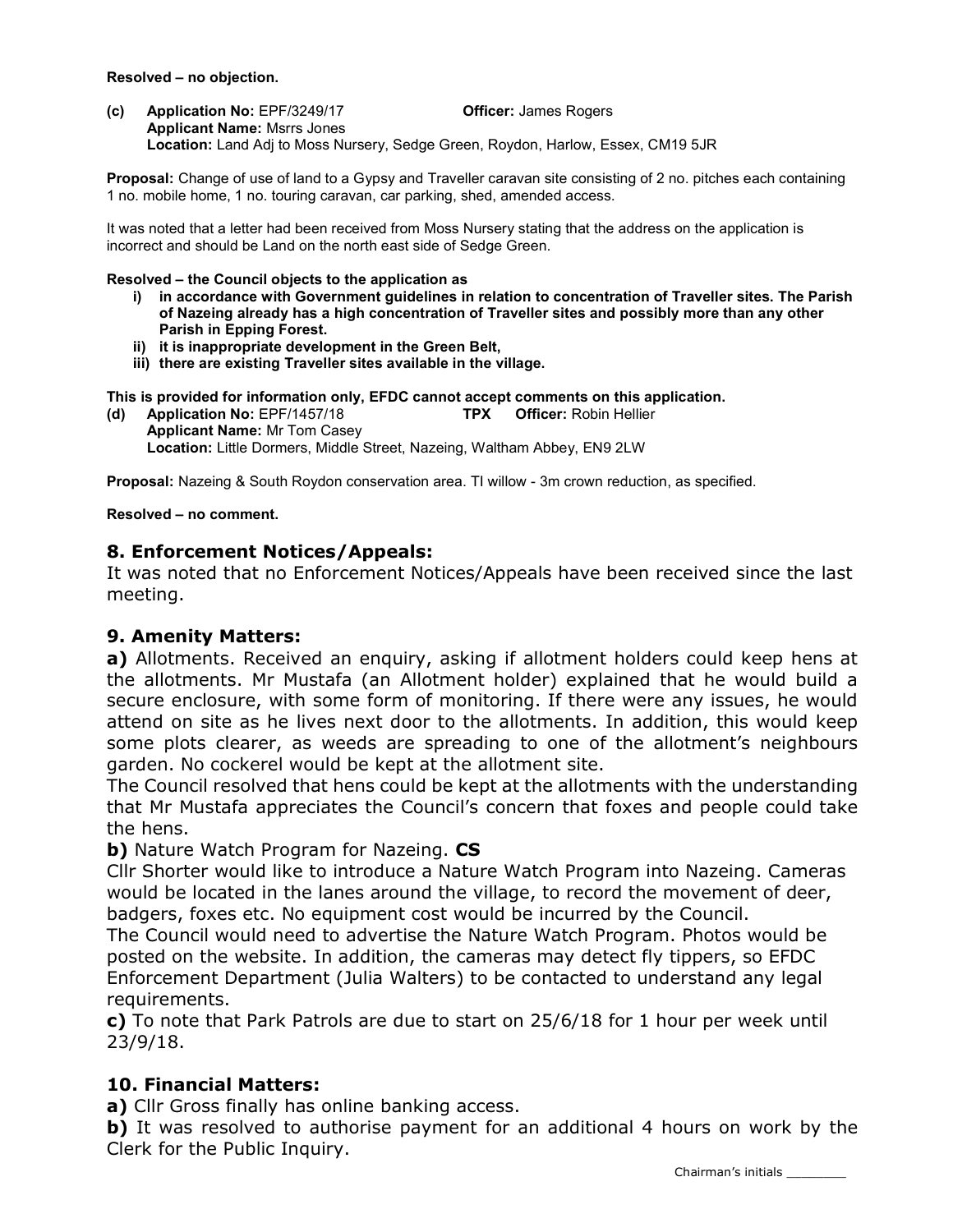**Resolved – no objection.**

**(c) Application No:** EPF/3249/17 **Officer:** James Rogers
**Applicant Name:** Msrrs Jones
**Location:** Land Adj to Moss Nursery, Sedge Green, Roydon, Harlow, Essex, CM19 5JR

**Proposal:** Change of use of land to a Gypsy and Traveller caravan site consisting of 2 no. pitches each containing 1 no. mobile home, 1 no. touring caravan, car parking, shed, amended access.

It was noted that a letter had been received from Moss Nursery stating that the address on the application is incorrect and should be Land on the north east side of Sedge Green.

**Resolved – the Council objects to the application as**

- **i) in accordance with Government guidelines in relation to concentration of Traveller sites. The Parish of Nazeing already has a high concentration of Traveller sites and possibly more than any other Parish in Epping Forest.**
- **ii) it is inappropriate development in the Green Belt,**
- **iii) there are existing Traveller sites available in the village.**

**This is provided for information only, EFDC cannot accept comments on this application.**

**(d) Application No:** EPF/1457/18 **TPX Officer:** Robin Hellier
**Applicant Name:** Mr Tom Casey
**Location:** Little Dormers, Middle Street, Nazeing, Waltham Abbey, EN9 2LW

**Proposal:** Nazeing & South Roydon conservation area. TI willow - 3m crown reduction, as specified.

**Resolved – no comment.**

## 8. Enforcement Notices/Appeals:

It was noted that no Enforcement Notices/Appeals have been received since the last meeting.

## 9. Amenity Matters:

**a)** Allotments. Received an enquiry, asking if allotment holders could keep hens at the allotments. Mr Mustafa (an Allotment holder) explained that he would build a secure enclosure, with some form of monitoring. If there were any issues, he would attend on site as he lives next door to the allotments. In addition, this would keep some plots clearer, as weeds are spreading to one of the allotment's neighbours garden. No cockerel would be kept at the allotment site.
The Council resolved that hens could be kept at the allotments with the understanding that Mr Mustafa appreciates the Council's concern that foxes and people could take the hens.

**b)** Nature Watch Program for Nazeing. **CS**
Cllr Shorter would like to introduce a Nature Watch Program into Nazeing. Cameras would be located in the lanes around the village, to record the movement of deer, badgers, foxes etc. No equipment cost would be incurred by the Council.
The Council would need to advertise the Nature Watch Program. Photos would be posted on the website. In addition, the cameras may detect fly tippers, so EFDC Enforcement Department (Julia Walters) to be contacted to understand any legal requirements.

**c)** To note that Park Patrols are due to start on 25/6/18 for 1 hour per week until 23/9/18.

## 10. Financial Matters:

**a)** Cllr Gross finally has online banking access.

**b)** It was resolved to authorise payment for an additional 4 hours on work by the Clerk for the Public Inquiry.

Chairman's initials ________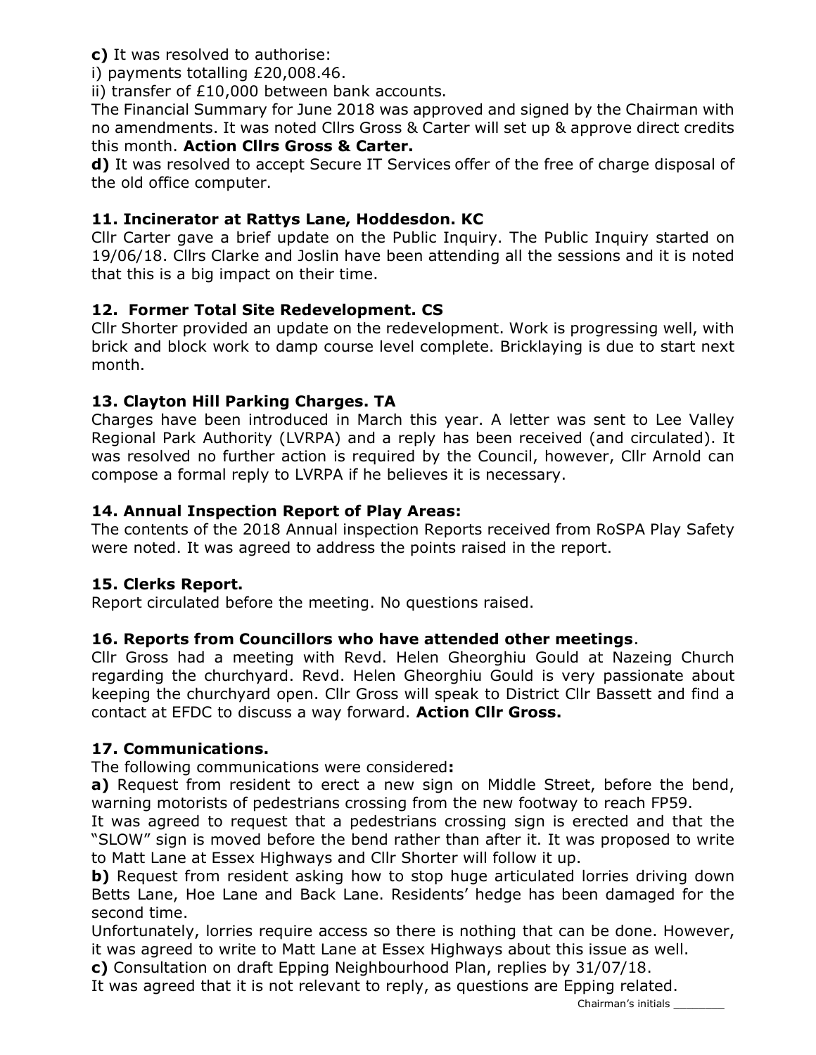**c)** It was resolved to authorise:

i) payments totalling £20,008.46.

ii) transfer of £10,000 between bank accounts.

The Financial Summary for June 2018 was approved and signed by the Chairman with no amendments. It was noted Cllrs Gross & Carter will set up & approve direct credits this month. **Action Cllrs Gross & Carter.**

**d)** It was resolved to accept Secure IT Services offer of the free of charge disposal of the old office computer.

### 11. Incinerator at Rattys Lane, Hoddesdon. KC

Cllr Carter gave a brief update on the Public Inquiry. The Public Inquiry started on 19/06/18. Cllrs Clarke and Joslin have been attending all the sessions and it is noted that this is a big impact on their time.

### 12. Former Total Site Redevelopment. CS

Cllr Shorter provided an update on the redevelopment. Work is progressing well, with brick and block work to damp course level complete. Bricklaying is due to start next month.

### 13. Clayton Hill Parking Charges. TA

Charges have been introduced in March this year. A letter was sent to Lee Valley Regional Park Authority (LVRPA) and a reply has been received (and circulated). It was resolved no further action is required by the Council, however, Cllr Arnold can compose a formal reply to LVRPA if he believes it is necessary.

### 14. Annual Inspection Report of Play Areas:

The contents of the 2018 Annual inspection Reports received from RoSPA Play Safety were noted. It was agreed to address the points raised in the report.

### 15. Clerks Report.

Report circulated before the meeting. No questions raised.

### 16. Reports from Councillors who have attended other meetings.

Cllr Gross had a meeting with Revd. Helen Gheorghiu Gould at Nazeing Church regarding the churchyard. Revd. Helen Gheorghiu Gould is very passionate about keeping the churchyard open. Cllr Gross will speak to District Cllr Bassett and find a contact at EFDC to discuss a way forward. **Action Cllr Gross.**

### 17. Communications.

The following communications were considered**:**

**a)** Request from resident to erect a new sign on Middle Street, before the bend, warning motorists of pedestrians crossing from the new footway to reach FP59.

It was agreed to request that a pedestrians crossing sign is erected and that the "SLOW" sign is moved before the bend rather than after it. It was proposed to write to Matt Lane at Essex Highways and Cllr Shorter will follow it up.

**b)** Request from resident asking how to stop huge articulated lorries driving down Betts Lane, Hoe Lane and Back Lane. Residents' hedge has been damaged for the second time.

Unfortunately, lorries require access so there is nothing that can be done. However, it was agreed to write to Matt Lane at Essex Highways about this issue as well.

**c)** Consultation on draft Epping Neighbourhood Plan, replies by 31/07/18.

It was agreed that it is not relevant to reply, as questions are Epping related.

Chairman's initials ________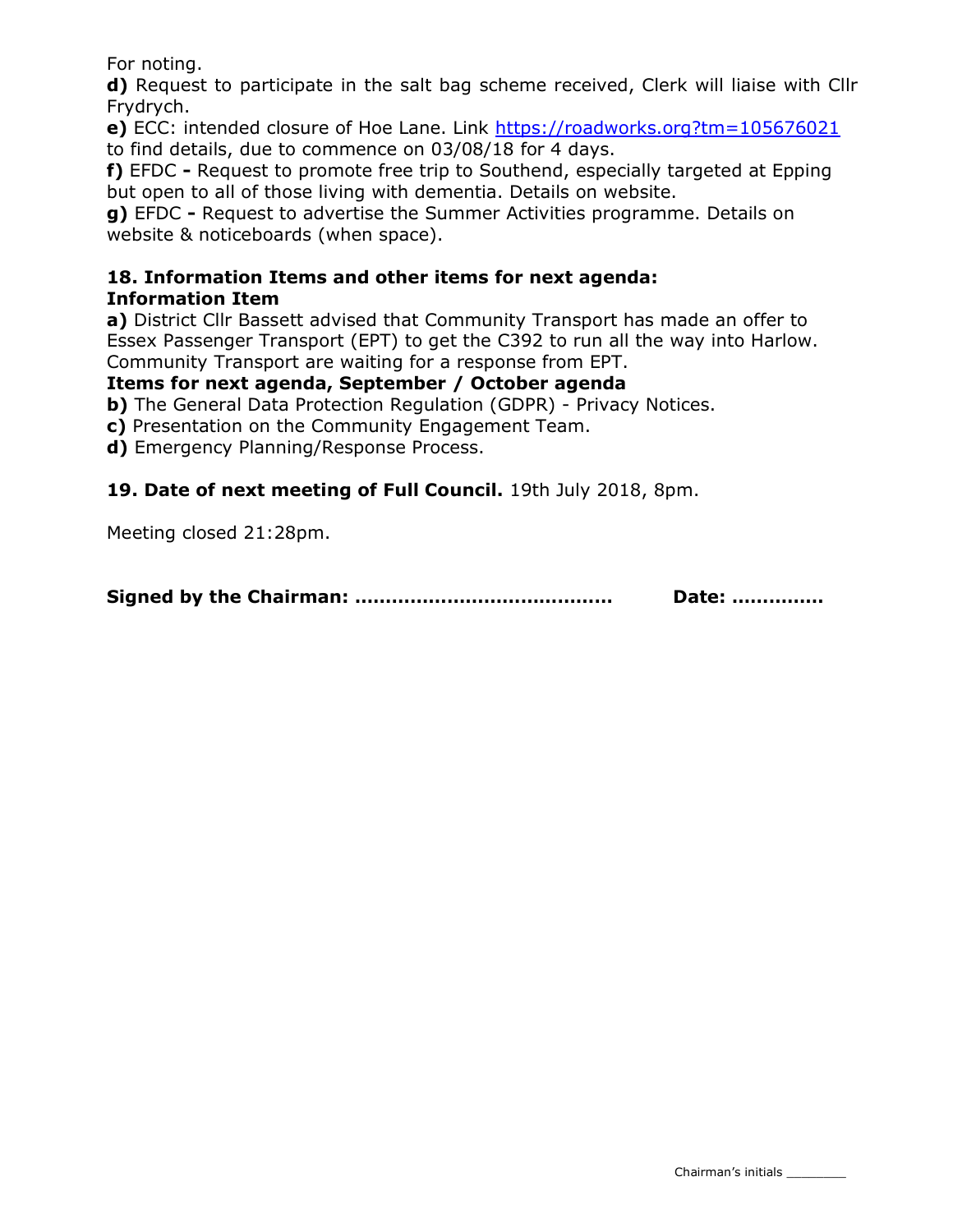For noting.

**d)** Request to participate in the salt bag scheme received, Clerk will liaise with Cllr Frydrych.

**e)** ECC: intended closure of Hoe Lane. Link [https://roadworks.org?tm=105676021](https://roadworks.org?tm=105676021) to find details, due to commence on 03/08/18 for 4 days.

**f)** EFDC **-** Request to promote free trip to Southend, especially targeted at Epping but open to all of those living with dementia. Details on website.

**g)** EFDC **-** Request to advertise the Summer Activities programme. Details on website & noticeboards (when space).

**18. Information Items and other items for next agenda:**
**Information Item**

**a)** District Cllr Bassett advised that Community Transport has made an offer to Essex Passenger Transport (EPT) to get the C392 to run all the way into Harlow. Community Transport are waiting for a response from EPT.

**Items for next agenda, September / October agenda**

**b)** The General Data Protection Regulation (GDPR) - Privacy Notices.

**c)** Presentation on the Community Engagement Team.

**d)** Emergency Planning/Response Process.

**19. Date of next meeting of Full Council.** 19th July 2018, 8pm.

Meeting closed 21:28pm.

**Signed by the Chairman: ………………………………….. Date: ……………**

Chairman's initials ________